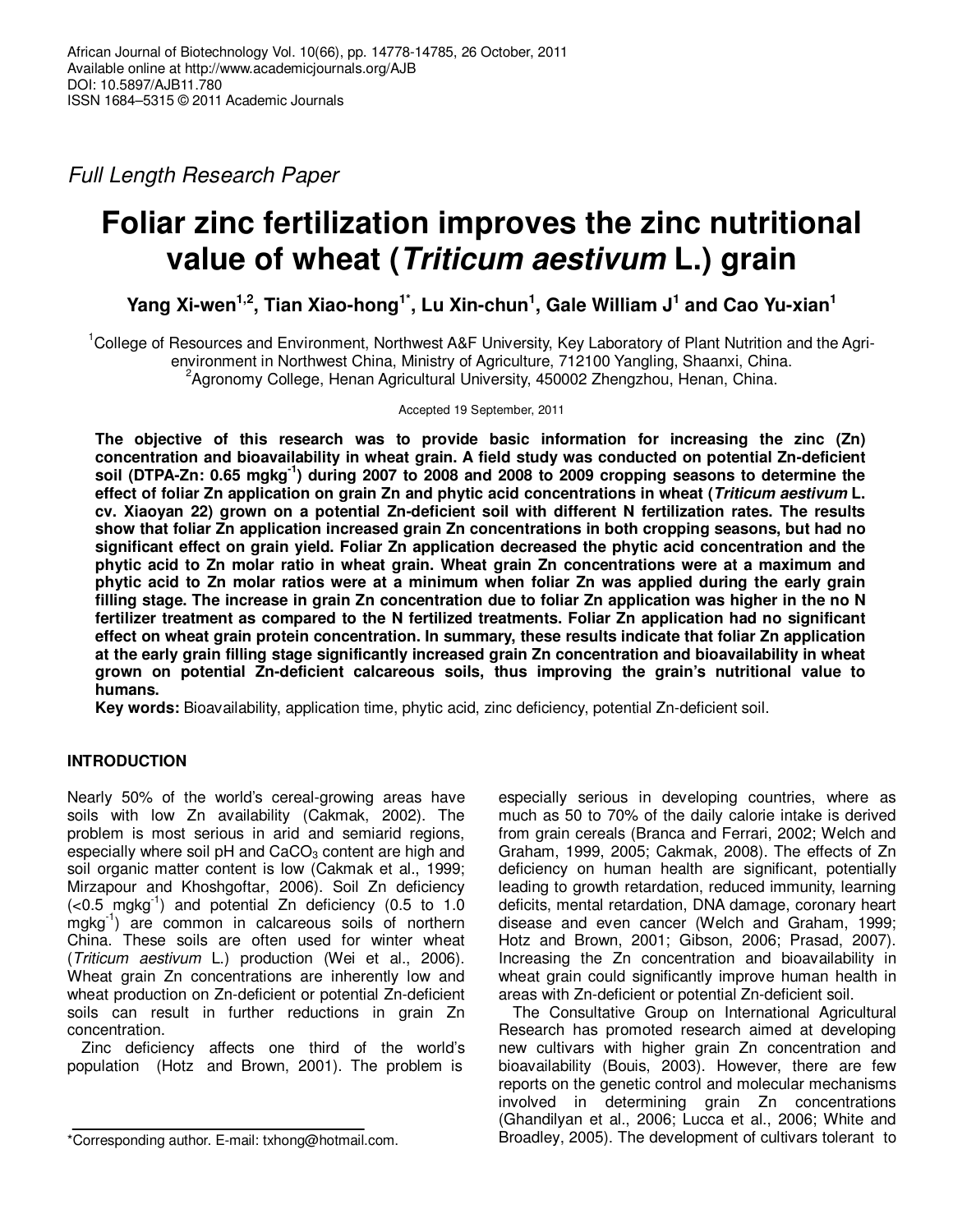Full Length Research Paper

# Foliar zinc fertilization improves the zinc nutritional value of wheat (*Triticum aestivum* L.) grain

**Yang Xi-wen[1,2], Tian Xiao-hong[1*], Lu Xin-chun[1], Gale William J[1] and Cao Yu-xian[1]**

[1]College of Resources and Environment, Northwest A&F University, Key Laboratory of Plant Nutrition and the Agri-environment in Northwest China, Ministry of Agriculture, 712100 Yangling, Shaanxi, China.
[2]Agronomy College, Henan Agricultural University, 450002 Zhengzhou, Henan, China.

Accepted 19 September, 2011

**The objective of this research was to provide basic information for increasing the zinc (Zn) concentration and bioavailability in wheat grain. A field study was conducted on potential Zn-deficient soil (DTPA-Zn: 0.65 mgkg$^{-1}$) during 2007 to 2008 and 2008 to 2009 cropping seasons to determine the effect of foliar Zn application on grain Zn and phytic acid concentrations in wheat (*Triticum aestivum* L. cv. Xiaoyan 22) grown on a potential Zn-deficient soil with different N fertilization rates. The results show that foliar Zn application increased grain Zn concentrations in both cropping seasons, but had no significant effect on grain yield. Foliar Zn application decreased the phytic acid concentration and the phytic acid to Zn molar ratio in wheat grain. Wheat grain Zn concentrations were at a maximum and phytic acid to Zn molar ratios were at a minimum when foliar Zn was applied during the early grain filling stage. The increase in grain Zn concentration due to foliar Zn application was higher in the no N fertilizer treatment as compared to the N fertilized treatments. Foliar Zn application had no significant effect on wheat grain protein concentration. In summary, these results indicate that foliar Zn application at the early grain filling stage significantly increased grain Zn concentration and bioavailability in wheat grown on potential Zn-deficient calcareous soils, thus improving the grain's nutritional value to humans.**

**Key words:** Bioavailability, application time, phytic acid, zinc deficiency, potential Zn-deficient soil.

## INTRODUCTION

Nearly 50% of the world's cereal-growing areas have soils with low Zn availability (Cakmak, 2002). The problem is most serious in arid and semiarid regions, especially where soil pH and $CaCO_3$ content are high and soil organic matter content is low (Cakmak et al., 1999; Mirzapour and Khoshgoftar, 2006). Soil Zn deficiency (<0.5 mgkg$^{-1}$) and potential Zn deficiency (0.5 to 1.0 mgkg$^{-1}$) are common in calcareous soils of northern China. These soils are often used for winter wheat (*Triticum aestivum* L.) production (Wei et al., 2006). Wheat grain Zn concentrations are inherently low and wheat production on Zn-deficient or potential Zn-deficient soils can result in further reductions in grain Zn concentration.

Zinc deficiency affects one third of the world's population (Hotz and Brown, 2001). The problem is especially serious in developing countries, where as much as 50 to 70% of the daily calorie intake is derived from grain cereals (Branca and Ferrari, 2002; Welch and Graham, 1999, 2005; Cakmak, 2008). The effects of Zn deficiency on human health are significant, potentially leading to growth retardation, reduced immunity, learning deficits, mental retardation, DNA damage, coronary heart disease and even cancer (Welch and Graham, 1999; Hotz and Brown, 2001; Gibson, 2006; Prasad, 2007). Increasing the Zn concentration and bioavailability in wheat grain could significantly improve human health in areas with Zn-deficient or potential Zn-deficient soil.

The Consultative Group on International Agricultural Research has promoted research aimed at developing new cultivars with higher grain Zn concentration and bioavailability (Bouis, 2003). However, there are few reports on the genetic control and molecular mechanisms involved in determining grain Zn concentrations (Ghandilyan et al., 2006; Lucca et al., 2006; White and Broadley, 2005). The development of cultivars tolerant to

*Corresponding author. E-mail: txhong@hotmail.com.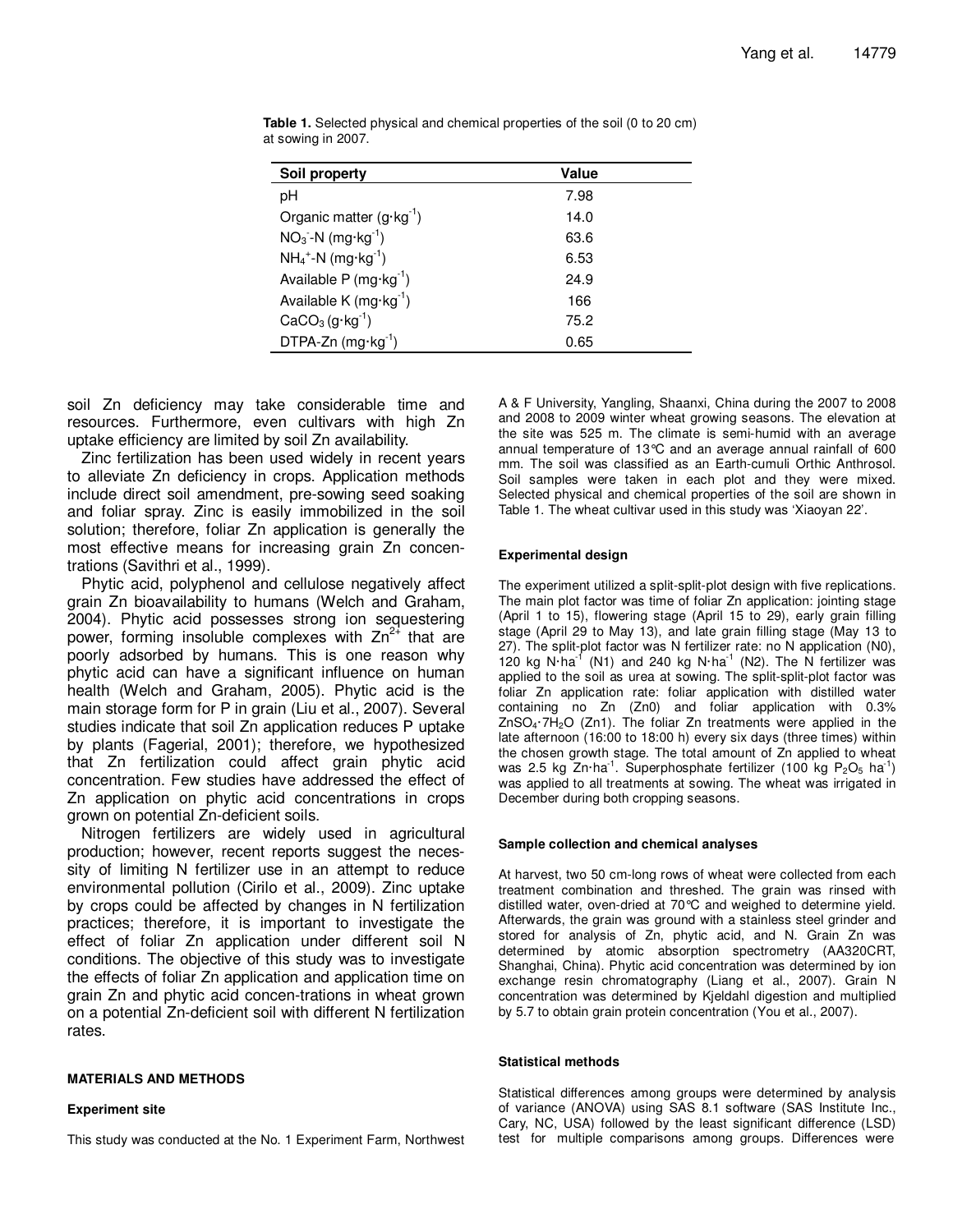**Table 1.** Selected physical and chemical properties of the soil (0 to 20 cm) at sowing in 2007.

| Soil property | Value |
|---|---|
| pH | 7.98 |
| Organic matter ($g \cdot kg^{-1}$) | 14.0 |
| $NO_3^-$-N ($mg \cdot kg^{-1}$) | 63.6 |
| $NH_4^+$-N ($mg \cdot kg^{-1}$) | 6.53 |
| Available P ($mg \cdot kg^{-1}$) | 24.9 |
| Available K ($mg \cdot kg^{-1}$) | 166 |
| $CaCO_3$ ($g \cdot kg^{-1}$) | 75.2 |
| DTPA-Zn ($mg \cdot kg^{-1}$) | 0.65 |

soil Zn deficiency may take considerable time and resources. Furthermore, even cultivars with high Zn uptake efficiency are limited by soil Zn availability.

Zinc fertilization has been used widely in recent years to alleviate Zn deficiency in crops. Application methods include direct soil amendment, pre-sowing seed soaking and foliar spray. Zinc is easily immobilized in the soil solution; therefore, foliar Zn application is generally the most effective means for increasing grain Zn concentrations (Savithri et al., 1999).

Phytic acid, polyphenol and cellulose negatively affect grain Zn bioavailability to humans (Welch and Graham, 2004). Phytic acid possesses strong ion sequestering power, forming insoluble complexes with $Zn^{2+}$ that are poorly adsorbed by humans. This is one reason why phytic acid can have a significant influence on human health (Welch and Graham, 2005). Phytic acid is the main storage form for P in grain (Liu et al., 2007). Several studies indicate that soil Zn application reduces P uptake by plants (Fagerial, 2001); therefore, we hypothesized that Zn fertilization could affect grain phytic acid concentration. Few studies have addressed the effect of Zn application on phytic acid concentrations in crops grown on potential Zn-deficient soils.

Nitrogen fertilizers are widely used in agricultural production; however, recent reports suggest the necessity of limiting N fertilizer use in an attempt to reduce environmental pollution (Cirilo et al., 2009). Zinc uptake by crops could be affected by changes in N fertilization practices; therefore, it is important to investigate the effect of foliar Zn application under different soil N conditions. The objective of this study was to investigate the effects of foliar Zn application and application time on grain Zn and phytic acid concen-trations in wheat grown on a potential Zn-deficient soil with different N fertilization rates.

## MATERIALS AND METHODS

### Experiment site

This study was conducted at the No. 1 Experiment Farm, Northwest A & F University, Yangling, Shaanxi, China during the 2007 to 2008 and 2008 to 2009 winter wheat growing seasons. The elevation at the site was 525 m. The climate is semi-humid with an average annual temperature of 13°C and an average annual rainfall of 600 mm. The soil was classified as an Earth-cumuli Orthic Anthrosol. Soil samples were taken in each plot and they were mixed. Selected physical and chemical properties of the soil are shown in Table 1. The wheat cultivar used in this study was 'Xiaoyan 22'.

### Experimental design

The experiment utilized a split-split-plot design with five replications. The main plot factor was time of foliar Zn application: jointing stage (April 1 to 15), flowering stage (April 15 to 29), early grain filling stage (April 29 to May 13), and late grain filling stage (May 13 to 27). The split-plot factor was N fertilizer rate: no N application (N0), 120 kg $N \cdot ha^{-1}$ (N1) and 240 kg $N \cdot ha^{-1}$ (N2). The N fertilizer was applied to the soil as urea at sowing. The split-split-plot factor was foliar Zn application rate: foliar application with distilled water containing no Zn (Zn0) and foliar application with 0.3% $ZnSO_4 \cdot 7H_2O$ (Zn1). The foliar Zn treatments were applied in the late afternoon (16:00 to 18:00 h) every six days (three times) within the chosen growth stage. The total amount of Zn applied to wheat was 2.5 kg $Zn \cdot ha^{-1}$. Superphosphate fertilizer (100 kg $P_2O_5$ $ha^{-1}$) was applied to all treatments at sowing. The wheat was irrigated in December during both cropping seasons.

### Sample collection and chemical analyses

At harvest, two 50 cm-long rows of wheat were collected from each treatment combination and threshed. The grain was rinsed with distilled water, oven-dried at 70°C and weighed to determine yield. Afterwards, the grain was ground with a stainless steel grinder and stored for analysis of Zn, phytic acid, and N. Grain Zn was determined by atomic absorption spectrometry (AA320CRT, Shanghai, China). Phytic acid concentration was determined by ion exchange resin chromatography (Liang et al., 2007). Grain N concentration was determined by Kjeldahl digestion and multiplied by 5.7 to obtain grain protein concentration (You et al., 2007).

### Statistical methods

Statistical differences among groups were determined by analysis of variance (ANOVA) using SAS 8.1 software (SAS Institute Inc., Cary, NC, USA) followed by the least significant difference (LSD) test for multiple comparisons among groups. Differences were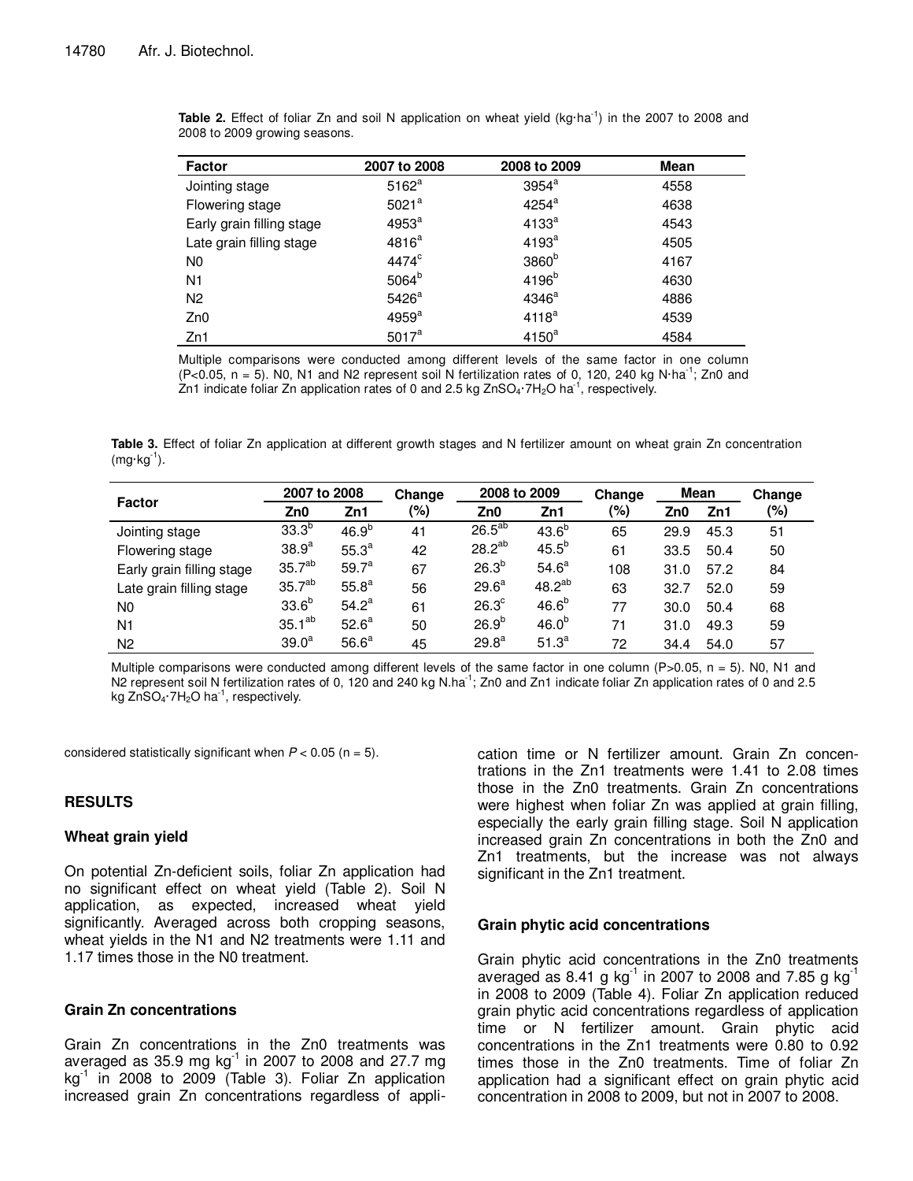**Table 2.** Effect of foliar Zn and soil N application on wheat yield (kg·ha$^{-1}$) in the 2007 to 2008 and 2008 to 2009 growing seasons.

| Factor | 2007 to 2008 | 2008 to 2009 | Mean |
|---|---|---|---|
| Jointing stage | $5162^{a}$ | $3954^{a}$ | 4558 |
| Flowering stage | $5021^{a}$ | $4254^{a}$ | 4638 |
| Early grain filling stage | $4953^{a}$ | $4133^{a}$ | 4543 |
| Late grain filling stage | $4816^{a}$ | $4193^{a}$ | 4505 |
| N0 | $4474^{c}$ | $3860^{b}$ | 4167 |
| N1 | $5064^{b}$ | $4196^{b}$ | 4630 |
| N2 | $5426^{a}$ | $4346^{a}$ | 4886 |
| Zn0 | $4959^{a}$ | $4118^{a}$ | 4539 |
| Zn1 | $5017^{a}$ | $4150^{a}$ | 4584 |

Multiple comparisons were conducted among different levels of the same factor in one column ($P<0.05$, n = 5). N0, N1 and N2 represent soil N fertilization rates of 0, 120, 240 kg N·ha$^{-1}$; Zn0 and Zn1 indicate foliar Zn application rates of 0 and 2.5 kg $ZnSO_4 \cdot 7H_2O$ ha$^{-1}$, respectively.

**Table 3.** Effect of foliar Zn application at different growth stages and N fertilizer amount on wheat grain Zn concentration (mg·kg$^{-1}$).

| Factor | 2007 to 2008 | | Change (%) | 2008 to 2009 | | Change (%) | Mean | | Change (%) |
|---|---|---|---|---|---|---|---|---|---|
| | Zn0 | Zn1 | | Zn0 | Zn1 | | Zn0 | Zn1 | |
| Jointing stage | $33.3^{b}$ | $46.9^{b}$ | 41 | $26.5^{ab}$ | $43.6^{b}$ | 65 | 29.9 | 45.3 | 51 |
| Flowering stage | $38.9^{a}$ | $55.3^{a}$ | 42 | $28.2^{ab}$ | $45.5^{b}$ | 61 | 33.5 | 50.4 | 50 |
| Early grain filling stage | $35.7^{ab}$ | $59.7^{a}$ | 67 | $26.3^{b}$ | $54.6^{a}$ | 108 | 31.0 | 57.2 | 84 |
| Late grain filling stage | $35.7^{ab}$ | $55.8^{a}$ | 56 | $29.6^{a}$ | $48.2^{ab}$ | 63 | 32.7 | 52.0 | 59 |
| N0 | $33.6^{b}$ | $54.2^{a}$ | 61 | $26.3^{c}$ | $46.6^{b}$ | 77 | 30.0 | 50.4 | 68 |
| N1 | $35.1^{ab}$ | $52.6^{a}$ | 50 | $26.9^{b}$ | $46.0^{b}$ | 71 | 31.0 | 49.3 | 59 |
| N2 | $39.0^{a}$ | $56.6^{a}$ | 45 | $29.8^{a}$ | $51.3^{a}$ | 72 | 34.4 | 54.0 | 57 |

Multiple comparisons were conducted among different levels of the same factor in one column ($P>0.05$, n = 5). N0, N1 and N2 represent soil N fertilization rates of 0, 120 and 240 kg N.ha$^{-1}$; Zn0 and Zn1 indicate foliar Zn application rates of 0 and 2.5 kg $ZnSO_4 \cdot 7H_2O$ ha$^{-1}$, respectively.

considered statistically significant when $P < 0.05$ (n = 5).

## RESULTS

### Wheat grain yield

On potential Zn-deficient soils, foliar Zn application had no significant effect on wheat yield (Table 2). Soil N application, as expected, increased wheat yield significantly. Averaged across both cropping seasons, wheat yields in the N1 and N2 treatments were 1.11 and 1.17 times those in the N0 treatment.

### Grain Zn concentrations

Grain Zn concentrations in the Zn0 treatments was averaged as 35.9 mg kg$^{-1}$ in 2007 to 2008 and 27.7 mg kg$^{-1}$ in 2008 to 2009 (Table 3). Foliar Zn application increased grain Zn concentrations regardless of application time or N fertilizer amount. Grain Zn concentrations in the Zn1 treatments were 1.41 to 2.08 times those in the Zn0 treatments. Grain Zn concentrations were highest when foliar Zn was applied at grain filling, especially the early grain filling stage. Soil N application increased grain Zn concentrations in both the Zn0 and Zn1 treatments, but the increase was not always significant in the Zn1 treatment.

### Grain phytic acid concentrations

Grain phytic acid concentrations in the Zn0 treatments averaged as 8.41 g kg$^{-1}$ in 2007 to 2008 and 7.85 g kg$^{-1}$ in 2008 to 2009 (Table 4). Foliar Zn application reduced grain phytic acid concentrations regardless of application time or N fertilizer amount. Grain phytic acid concentrations in the Zn1 treatments were 0.80 to 0.92 times those in the Zn0 treatments. Time of foliar Zn application had a significant effect on grain phytic acid concentration in 2008 to 2009, but not in 2007 to 2008.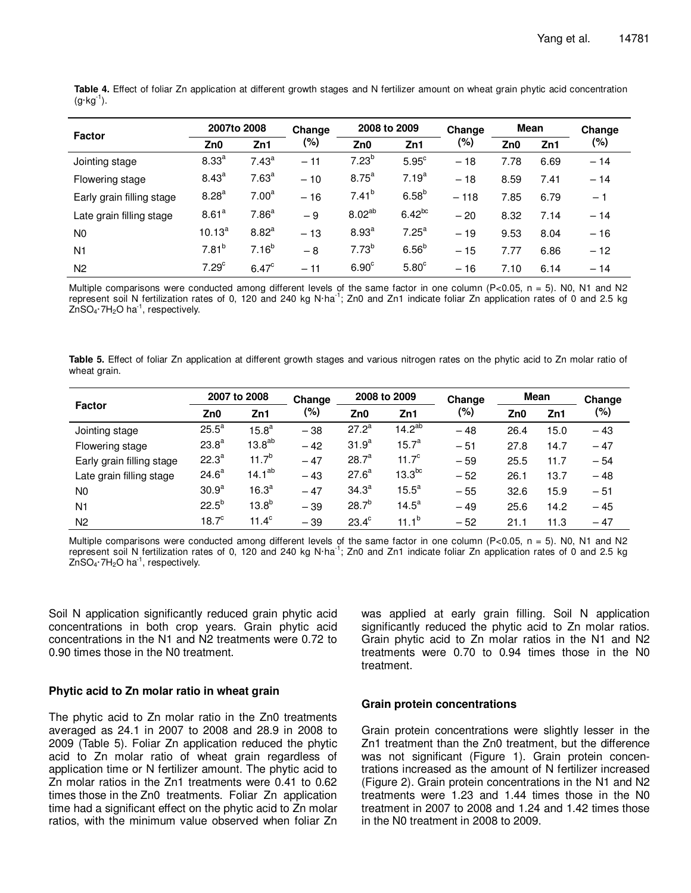**Table 4.** Effect of foliar Zn application at different growth stages and N fertilizer amount on wheat grain phytic acid concentration ($g \cdot kg^{-1}$).

| Factor | 2007to 2008 | | Change (%) | 2008 to 2009 | | Change (%) | Mean | | Change (%) |
|---|---|---|---|---|---|---|---|---|---|
| | Zn0 | Zn1 | | Zn0 | Zn1 | | Zn0 | Zn1 | |
| Jointing stage | $8.33^{a}$ | $7.43^{a}$ | − 11 | $7.23^{b}$ | $5.95^{c}$ | − 18 | 7.78 | 6.69 | − 14 |
| Flowering stage | $8.43^{a}$ | $7.63^{a}$ | − 10 | $8.75^{a}$ | $7.19^{a}$ | − 18 | 8.59 | 7.41 | − 14 |
| Early grain filling stage | $8.28^{a}$ | $7.00^{a}$ | − 16 | $7.41^{b}$ | $6.58^{b}$ | − 118 | 7.85 | 6.79 | − 1 |
| Late grain filling stage | $8.61^{a}$ | $7.86^{a}$ | − 9 | $8.02^{ab}$ | $6.42^{bc}$ | − 20 | 8.32 | 7.14 | − 14 |
| N0 | $10.13^{a}$ | $8.82^{a}$ | − 13 | $8.93^{a}$ | $7.25^{a}$ | − 19 | 9.53 | 8.04 | − 16 |
| N1 | $7.81^{b}$ | $7.16^{b}$ | − 8 | $7.73^{b}$ | $6.56^{b}$ | − 15 | 7.77 | 6.86 | − 12 |
| N2 | $7.29^{c}$ | $6.47^{c}$ | − 11 | $6.90^{c}$ | $5.80^{c}$ | − 16 | 7.10 | 6.14 | − 14 |

Multiple comparisons were conducted among different levels of the same factor in one column ($P<0.05$, n = 5). N0, N1 and N2 represent soil N fertilization rates of 0, 120 and 240 kg $N \cdot ha^{-1}$; Zn0 and Zn1 indicate foliar Zn application rates of 0 and 2.5 kg $ZnSO_4 \cdot 7H_2O$ $ha^{-1}$, respectively.

**Table 5.** Effect of foliar Zn application at different growth stages and various nitrogen rates on the phytic acid to Zn molar ratio of wheat grain.

| Factor | 2007 to 2008 | | Change (%) | 2008 to 2009 | | Change (%) | Mean | | Change (%) |
|---|---|---|---|---|---|---|---|---|---|
| | Zn0 | Zn1 | | Zn0 | Zn1 | | Zn0 | Zn1 | |
| Jointing stage | $25.5^{a}$ | $15.8^{a}$ | − 38 | $27.2^{a}$ | $14.2^{ab}$ | − 48 | 26.4 | 15.0 | − 43 |
| Flowering stage | $23.8^{a}$ | $13.8^{ab}$ | − 42 | $31.9^{a}$ | $15.7^{a}$ | − 51 | 27.8 | 14.7 | − 47 |
| Early grain filling stage | $22.3^{a}$ | $11.7^{b}$ | − 47 | $28.7^{a}$ | $11.7^{c}$ | − 59 | 25.5 | 11.7 | − 54 |
| Late grain filling stage | $24.6^{a}$ | $14.1^{ab}$ | − 43 | $27.6^{a}$ | $13.3^{bc}$ | − 52 | 26.1 | 13.7 | − 48 |
| N0 | $30.9^{a}$ | $16.3^{a}$ | − 47 | $34.3^{a}$ | $15.5^{a}$ | − 55 | 32.6 | 15.9 | − 51 |
| N1 | $22.5^{b}$ | $13.8^{b}$ | − 39 | $28.7^{b}$ | $14.5^{a}$ | − 49 | 25.6 | 14.2 | − 45 |
| N2 | $18.7^{c}$ | $11.4^{c}$ | − 39 | $23.4^{c}$ | $11.1^{b}$ | − 52 | 21.1 | 11.3 | − 47 |

Multiple comparisons were conducted among different levels of the same factor in one column ($P<0.05$, n = 5). N0, N1 and N2 represent soil N fertilization rates of 0, 120 and 240 kg $N \cdot ha^{-1}$; Zn0 and Zn1 indicate foliar Zn application rates of 0 and 2.5 kg $ZnSO_4 \cdot 7H_2O$ $ha^{-1}$, respectively.

Soil N application significantly reduced grain phytic acid concentrations in both crop years. Grain phytic acid concentrations in the N1 and N2 treatments were 0.72 to 0.90 times those in the N0 treatment.

### Phytic acid to Zn molar ratio in wheat grain

The phytic acid to Zn molar ratio in the Zn0 treatments averaged as 24.1 in 2007 to 2008 and 28.9 in 2008 to 2009 (Table 5). Foliar Zn application reduced the phytic acid to Zn molar ratio of wheat grain regardless of application time or N fertilizer amount. The phytic acid to Zn molar ratios in the Zn1 treatments were 0.41 to 0.62 times those in the Zn0 treatments. Foliar Zn application time had a significant effect on the phytic acid to Zn molar ratios, with the minimum value observed when foliar Zn was applied at early grain filling. Soil N application significantly reduced the phytic acid to Zn molar ratios. Grain phytic acid to Zn molar ratios in the N1 and N2 treatments were 0.70 to 0.94 times those in the N0 treatment.

### Grain protein concentrations

Grain protein concentrations were slightly lesser in the Zn1 treatment than the Zn0 treatment, but the difference was not significant (Figure 1). Grain protein concentrations increased as the amount of N fertilizer increased (Figure 2). Grain protein concentrations in the N1 and N2 treatments were 1.23 and 1.44 times those in the N0 treatment in 2007 to 2008 and 1.24 and 1.42 times those in the N0 treatment in 2008 to 2009.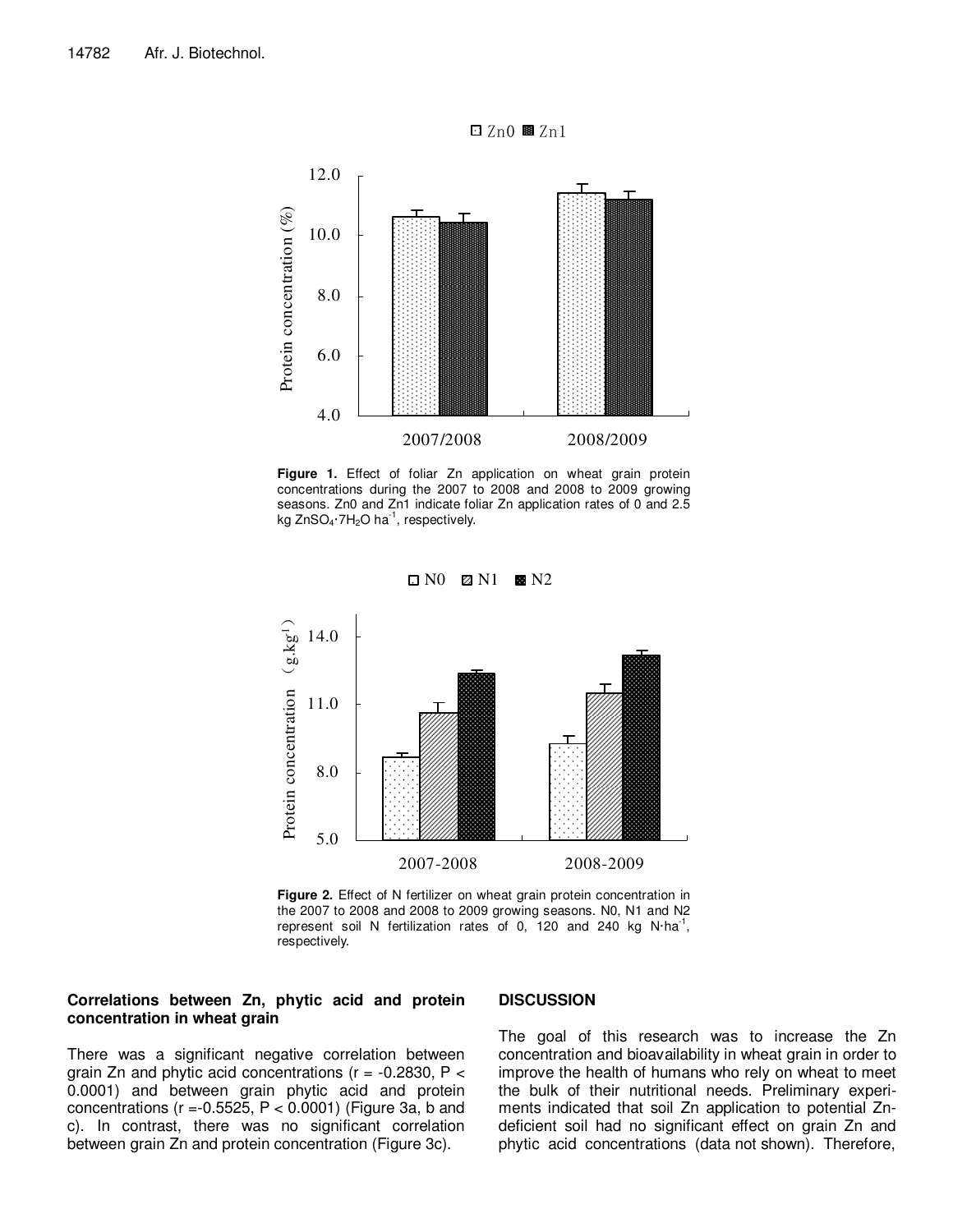**Figure 1.** Effect of foliar Zn application on wheat grain protein concentrations during the 2007 to 2008 and 2008 to 2009 growing seasons. Zn0 and Zn1 indicate foliar Zn application rates of 0 and 2.5 kg $ZnSO_4 \cdot 7H_2O$ $ha^{-1}$, respectively.

**Figure 2.** Effect of N fertilizer on wheat grain protein concentration in the 2007 to 2008 and 2008 to 2009 growing seasons. N0, N1 and N2 represent soil N fertilization rates of 0, 120 and 240 kg $N \cdot ha^{-1}$, respectively.

### Correlations between Zn, phytic acid and protein concentration in wheat grain

There was a significant negative correlation between grain Zn and phytic acid concentrations ($r = -0.2830$, $P < 0.0001$) and between grain phytic acid and protein concentrations ($r = -0.5525$, $P < 0.0001$) (Figure 3a, b and c). In contrast, there was no significant correlation between grain Zn and protein concentration (Figure 3c).

## DISCUSSION

The goal of this research was to increase the Zn concentration and bioavailability in wheat grain in order to improve the health of humans who rely on wheat to meet the bulk of their nutritional needs. Preliminary experiments indicated that soil Zn application to potential Zn-deficient soil had no significant effect on grain Zn and phytic acid concentrations (data not shown). Therefore,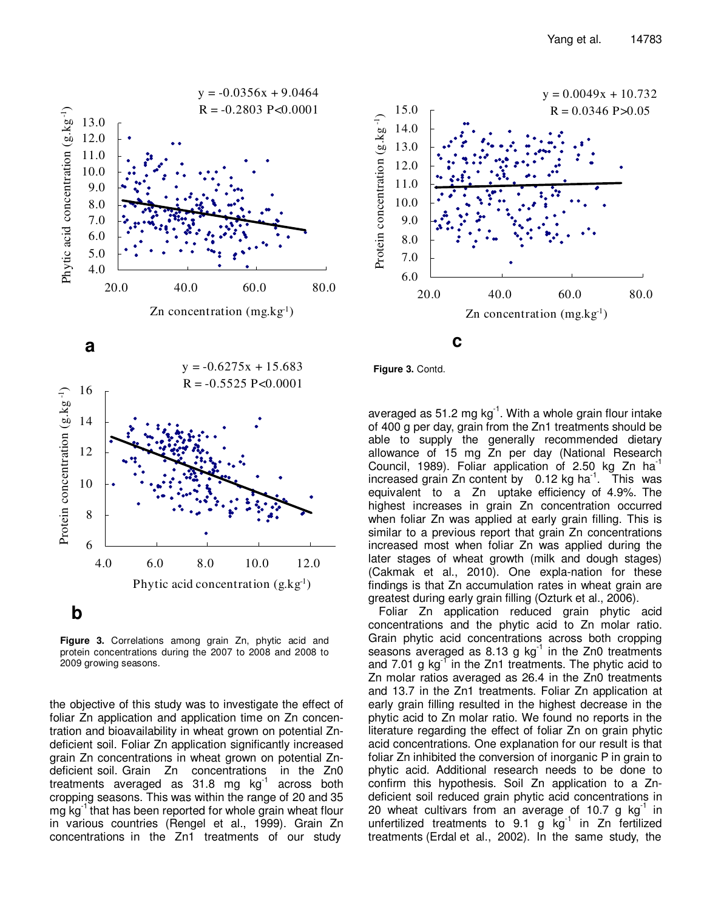Figure 3. Correlations among grain Zn, phytic acid and protein concentrations during the 2007 to 2008 and 2008 to 2009 growing seasons.

Figure 3. Contd.

the objective of this study was to investigate the effect of foliar Zn application and application time on Zn concentration and bioavailability in wheat grown on potential Zn-deficient soil. Foliar Zn application significantly increased grain Zn concentrations in wheat grown on potential Zn-deficient soil. Grain Zn concentrations in the Zn0 treatments averaged as 31.8 mg $kg^{-1}$ across both cropping seasons. This was within the range of 20 and 35 mg $kg^{-1}$ that has been reported for whole grain wheat flour in various countries (Rengel et al., 1999). Grain Zn concentrations in the Zn1 treatments of our study averaged as 51.2 mg $kg^{-1}$. With a whole grain flour intake of 400 g per day, grain from the Zn1 treatments should be able to supply the generally recommended dietary allowance of 15 mg Zn per day (National Research Council, 1989). Foliar application of 2.50 kg Zn $ha^{-1}$ increased grain Zn content by 0.12 kg $ha^{-1}$. This was equivalent to a Zn uptake efficiency of 4.9%. The highest increases in grain Zn concentration occurred when foliar Zn was applied at early grain filling. This is similar to a previous report that grain Zn concentrations increased most when foliar Zn was applied during the later stages of wheat growth (milk and dough stages) (Cakmak et al., 2010). One expla-nation for these findings is that Zn accumulation rates in wheat grain are greatest during early grain filling (Ozturk et al., 2006).

Foliar Zn application reduced grain phytic acid concentrations and the phytic acid to Zn molar ratio. Grain phytic acid concentrations across both cropping seasons averaged as 8.13 g $kg^{-1}$ in the Zn0 treatments and 7.01 g $kg^{-1}$ in the Zn1 treatments. The phytic acid to Zn molar ratios averaged as 26.4 in the Zn0 treatments and 13.7 in the Zn1 treatments. Foliar Zn application at early grain filling resulted in the highest decrease in the phytic acid to Zn molar ratio. We found no reports in the literature regarding the effect of foliar Zn on grain phytic acid concentrations. One explanation for our result is that foliar Zn inhibited the conversion of inorganic P in grain to phytic acid. Additional research needs to be done to confirm this hypothesis. Soil Zn application to a Zn-deficient soil reduced grain phytic acid concentrations in 20 wheat cultivars from an average of 10.7 g $kg^{-1}$ in unfertilized treatments to 9.1 g $kg^{-1}$ in Zn fertilized treatments (Erdal et al., 2002). In the same study, the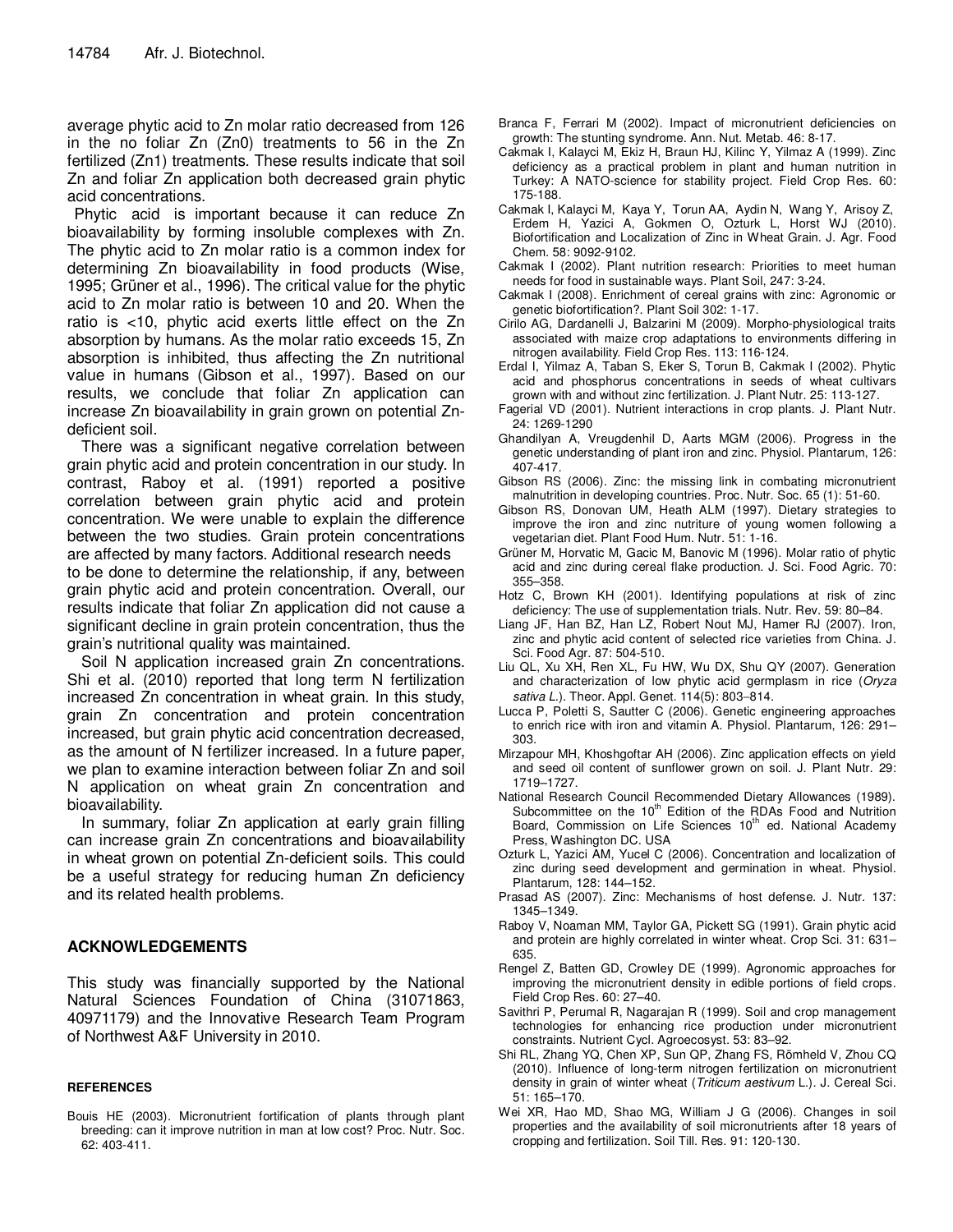average phytic acid to Zn molar ratio decreased from 126 in the no foliar Zn (Zn0) treatments to 56 in the Zn fertilized (Zn1) treatments. These results indicate that soil Zn and foliar Zn application both decreased grain phytic acid concentrations.

Phytic acid is important because it can reduce Zn bioavailability by forming insoluble complexes with Zn. The phytic acid to Zn molar ratio is a common index for determining Zn bioavailability in food products (Wise, 1995; Grüner et al., 1996). The critical value for the phytic acid to Zn molar ratio is between 10 and 20. When the ratio is <10, phytic acid exerts little effect on the Zn absorption by humans. As the molar ratio exceeds 15, Zn absorption is inhibited, thus affecting the Zn nutritional value in humans (Gibson et al., 1997). Based on our results, we conclude that foliar Zn application can increase Zn bioavailability in grain grown on potential Zn-deficient soil.

There was a significant negative correlation between grain phytic acid and protein concentration in our study. In contrast, Raboy et al. (1991) reported a positive correlation between grain phytic acid and protein concentration. We were unable to explain the difference between the two studies. Grain protein concentrations are affected by many factors. Additional research needs to be done to determine the relationship, if any, between grain phytic acid and protein concentration. Overall, our results indicate that foliar Zn application did not cause a significant decline in grain protein concentration, thus the grain's nutritional quality was maintained.

Soil N application increased grain Zn concentrations. Shi et al. (2010) reported that long term N fertilization increased Zn concentration in wheat grain. In this study, grain Zn concentration and protein concentration increased, but grain phytic acid concentration decreased, as the amount of N fertilizer increased. In a future paper, we plan to examine interaction between foliar Zn and soil N application on wheat grain Zn concentration and bioavailability.

In summary, foliar Zn application at early grain filling can increase grain Zn concentrations and bioavailability in wheat grown on potential Zn-deficient soils. This could be a useful strategy for reducing human Zn deficiency and its related health problems.

## ACKNOWLEDGEMENTS

This study was financially supported by the National Natural Sciences Foundation of China (31071863, 40971179) and the Innovative Research Team Program of Northwest A&F University in 2010.

## REFERENCES

Bouis HE (2003). Micronutrient fortification of plants through plant breeding: can it improve nutrition in man at low cost? Proc. Nutr. Soc. 62: 403-411.

Branca F, Ferrari M (2002). Impact of micronutrient deficiencies on growth: The stunting syndrome. Ann. Nut. Metab. 46: 8-17.

Cakmak I, Kalayci M, Ekiz H, Braun HJ, Kilinc Y, Yilmaz A (1999). Zinc deficiency as a practical problem in plant and human nutrition in Turkey: A NATO-science for stability project. Field Crop Res. 60: 175-188.

Cakmak I, Kalayci M, Kaya Y, Torun AA, Aydin N, Wang Y, Arisoy Z, Erdem H, Yazici A, Gokmen O, Ozturk L, Horst WJ (2010). Biofortification and Localization of Zinc in Wheat Grain. J. Agr. Food Chem. 58: 9092-9102.

Cakmak I (2002). Plant nutrition research: Priorities to meet human needs for food in sustainable ways. Plant Soil, 247: 3-24.

Cakmak I (2008). Enrichment of cereal grains with zinc: Agronomic or genetic biofortification?. Plant Soil 302: 1-17.

Cirilo AG, Dardanelli J, Balzarini M (2009). Morpho-physiological traits associated with maize crop adaptations to environments differing in nitrogen availability. Field Crop Res. 113: 116-124.

Erdal I, Yilmaz A, Taban S, Eker S, Torun B, Cakmak I (2002). Phytic acid and phosphorus concentrations in seeds of wheat cultivars grown with and without zinc fertilization. J. Plant Nutr. 25: 113-127.

Fagerial VD (2001). Nutrient interactions in crop plants. J. Plant Nutr. 24: 1269-1290

Ghandilyan A, Vreugdenhil D, Aarts MGM (2006). Progress in the genetic understanding of plant iron and zinc. Physiol. Plantarum, 126: 407-417.

Gibson RS (2006). Zinc: the missing link in combating micronutrient malnutrition in developing countries. Proc. Nutr. Soc. 65 (1): 51-60.

Gibson RS, Donovan UM, Heath ALM (1997). Dietary strategies to improve the iron and zinc nutriture of young women following a vegetarian diet. Plant Food Hum. Nutr. 51: 1-16.

Grüner M, Horvatic M, Gacic M, Banovic M (1996). Molar ratio of phytic acid and zinc during cereal flake production. J. Sci. Food Agric. 70: 355–358.

Hotz C, Brown KH (2001). Identifying populations at risk of zinc deficiency: The use of supplementation trials. Nutr. Rev. 59: 80–84.

Liang JF, Han BZ, Han LZ, Robert Nout MJ, Hamer RJ (2007). Iron, zinc and phytic acid content of selected rice varieties from China. J. Sci. Food Agr. 87: 504-510.

Liu QL, Xu XH, Ren XL, Fu HW, Wu DX, Shu QY (2007). Generation and characterization of low phytic acid germplasm in rice (*Oryza sativa L.*). Theor. Appl. Genet. 114(5): 803–814.

Lucca P, Poletti S, Sautter C (2006). Genetic engineering approaches to enrich rice with iron and vitamin A. Physiol. Plantarum, 126: 291–303.

Mirzapour MH, Khoshgoftar AH (2006). Zinc application effects on yield and seed oil content of sunflower grown on soil. J. Plant Nutr. 29: 1719–1727.

National Research Council Recommended Dietary Allowances (1989). Subcommittee on the 10th Edition of the RDAs Food and Nutrition Board, Commission on Life Sciences 10th ed. National Academy Press, Washington DC. USA

Ozturk L, Yazici AM, Yucel C (2006). Concentration and localization of zinc during seed development and germination in wheat. Physiol. Plantarum, 128: 144–152.

Prasad AS (2007). Zinc: Mechanisms of host defense. J. Nutr. 137: 1345–1349.

Raboy V, Noaman MM, Taylor GA, Pickett SG (1991). Grain phytic acid and protein are highly correlated in winter wheat. Crop Sci. 31: 631–635.

Rengel Z, Batten GD, Crowley DE (1999). Agronomic approaches for improving the micronutrient density in edible portions of field crops. Field Crop Res. 60: 27–40.

Savithri P, Perumal R, Nagarajan R (1999). Soil and crop management technologies for enhancing rice production under micronutrient constraints. Nutrient Cycl. Agroecosyst. 53: 83–92.

Shi RL, Zhang YQ, Chen XP, Sun QP, Zhang FS, Römheld V, Zhou CQ (2010). Influence of long-term nitrogen fertilization on micronutrient density in grain of winter wheat (*Triticum aestivum* L.). J. Cereal Sci. 51: 165–170.

Wei XR, Hao MD, Shao MG, William J G (2006). Changes in soil properties and the availability of soil micronutrients after 18 years of cropping and fertilization. Soil Till. Res. 91: 120-130.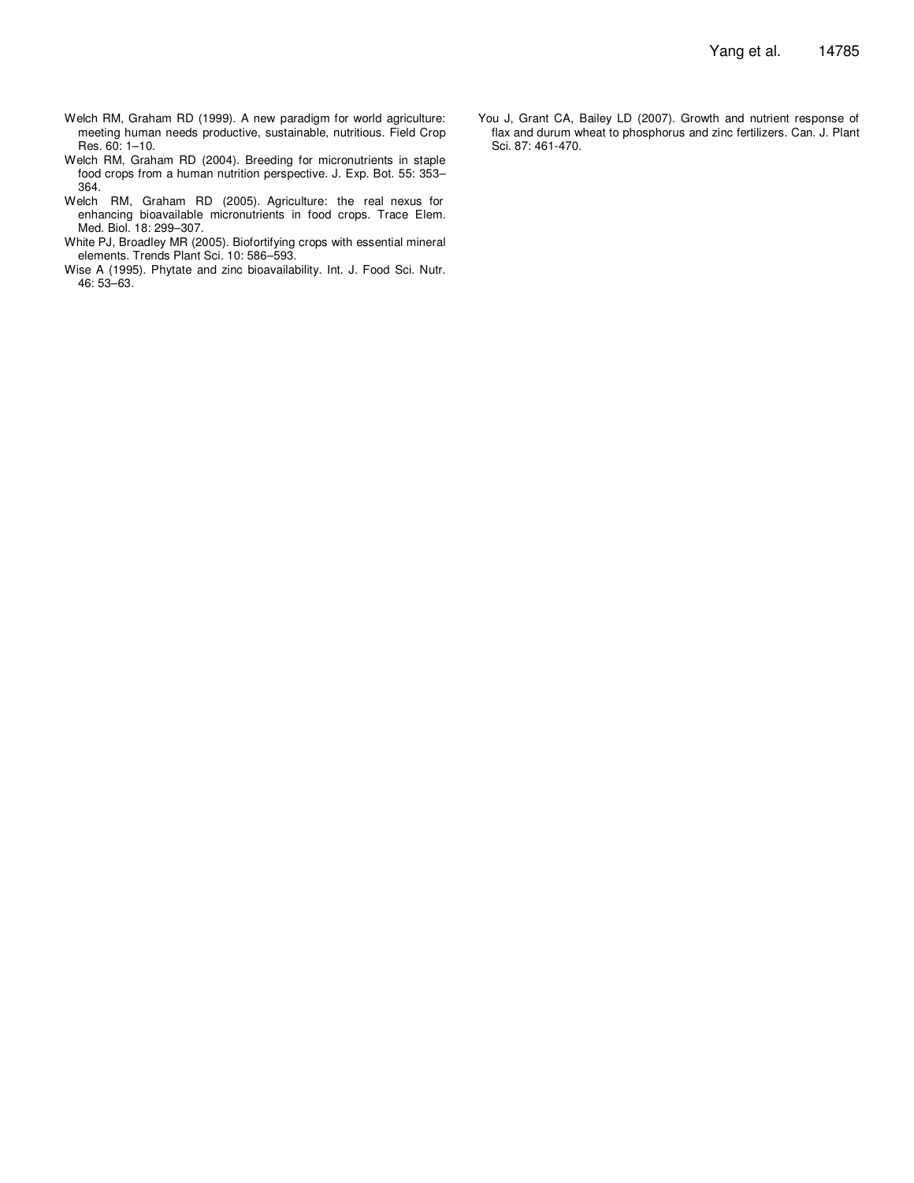Welch RM, Graham RD (1999). A new paradigm for world agriculture: meeting human needs productive, sustainable, nutritious. Field Crop Res. 60: 1–10.

Welch RM, Graham RD (2004). Breeding for micronutrients in staple food crops from a human nutrition perspective. J. Exp. Bot. 55: 353–364.

Welch RM, Graham RD (2005). Agriculture: the real nexus for enhancing bioavailable micronutrients in food crops. Trace Elem. Med. Biol. 18: 299–307.

White PJ, Broadley MR (2005). Biofortifying crops with essential mineral elements. Trends Plant Sci. 10: 586–593.

Wise A (1995). Phytate and zinc bioavailability. Int. J. Food Sci. Nutr. 46: 53–63.

You J, Grant CA, Bailey LD (2007). Growth and nutrient response of flax and durum wheat to phosphorus and zinc fertilizers. Can. J. Plant Sci. 87: 461-470.